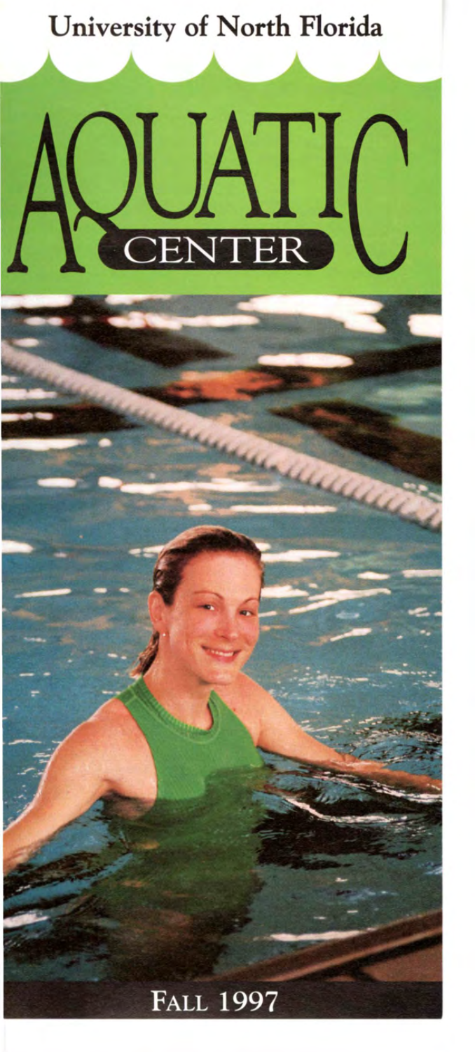University of North Florida

# AQUATIC CENTER

FALL 1997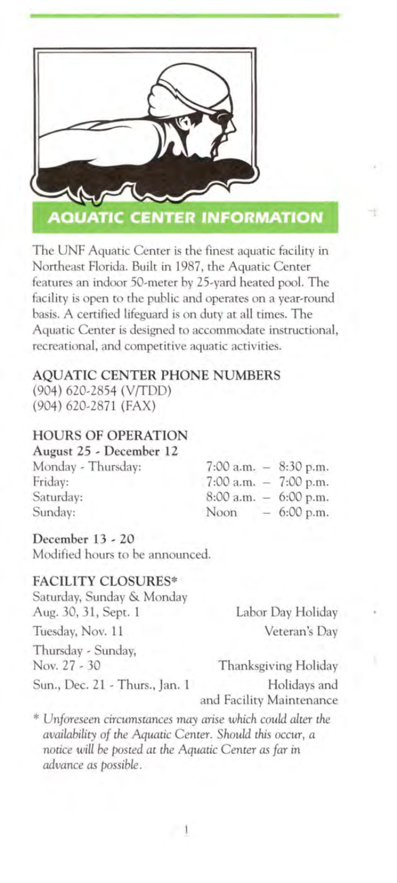## AQUATIC CENTER INFORMATION

The UNF Aquatic Center is the finest aquatic facility in Northeast Florida. Built in 1987, the Aquatic Center features an indoor 50-meter by 25-yard heated pool. The facility is open to the public and operates on a year-round basis. A certified lifeguard is on duty at all times. The Aquatic Center is designed to accommodate instructional, recreational, and competitive aquatic activities.

### AQUATIC CENTER PHONE NUMBERS

(904) 620-2854 (V/TDD)
(904) 620-2871 (FAX)

### HOURS OF OPERATION

**August 25 - December 12**

| | |
|---|---|
| Monday - Thursday: | 7:00 a.m. – 8:30 p.m. |
| Friday: | 7:00 a.m. – 7:00 p.m. |
| Saturday: | 8:00 a.m. – 6:00 p.m. |
| Sunday: | Noon – 6:00 p.m. |

**December 13 - 20**
Modified hours to be announced.

### FACILITY CLOSURES*

| | |
|---|---|
| Saturday, Sunday & Monday Aug. 30, 31, Sept. 1 | Labor Day Holiday |
| Tuesday, Nov. 11 | Veteran's Day |
| Thursday - Sunday, Nov. 27 - 30 | Thanksgiving Holiday |
| Sun., Dec. 21 - Thurs., Jan. 1 | Holidays and and Facility Maintenance |

*\* Unforeseen circumstances may arise which could alter the availability of the Aquatic Center. Should this occur, a notice will be posted at the Aquatic Center as far in advance as possible.*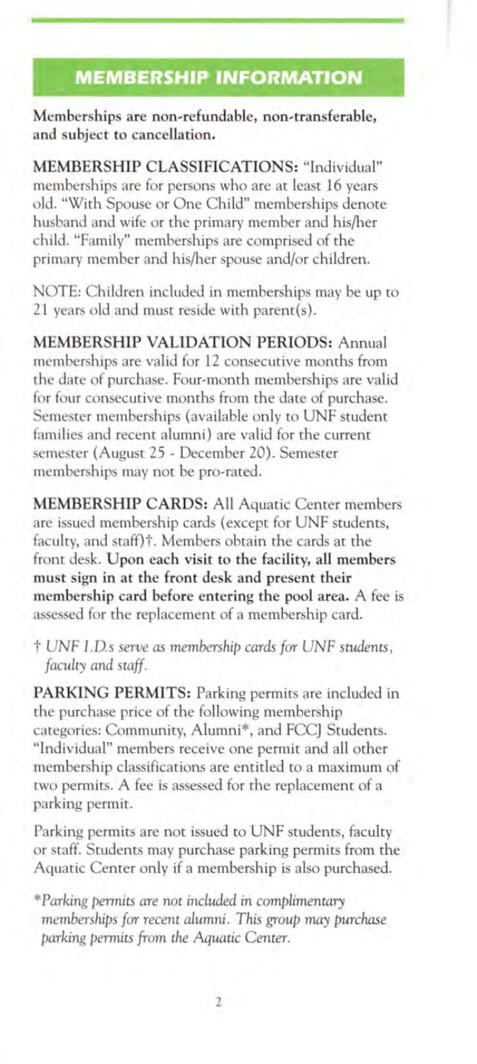## MEMBERSHIP INFORMATION

**Memberships are non-refundable, non-transferable, and subject to cancellation.**

**MEMBERSHIP CLASSIFICATIONS:** "Individual" memberships are for persons who are at least 16 years old. "With Spouse or One Child" memberships denote husband and wife or the primary member and his/her child. "Family" memberships are comprised of the primary member and his/her spouse and/or children.

NOTE: Children included in memberships may be up to 21 years old and must reside with parent(s).

**MEMBERSHIP VALIDATION PERIODS:** Annual memberships are valid for 12 consecutive months from the date of purchase. Four-month memberships are valid for four consecutive months from the date of purchase. Semester memberships (available only to UNF student families and recent alumni) are valid for the current semester (August 25 - December 20). Semester memberships may not be pro-rated.

**MEMBERSHIP CARDS:** All Aquatic Center members are issued membership cards (except for UNF students, faculty, and staff)†. Members obtain the cards at the front desk. **Upon each visit to the facility, all members must sign in at the front desk and present their membership card before entering the pool area.** A fee is assessed for the replacement of a membership card.

† *UNF I.D.s serve as membership cards for UNF students, faculty and staff.*

**PARKING PERMITS:** Parking permits are included in the purchase price of the following membership categories: Community, Alumni*, and FCCJ Students. "Individual" members receive one permit and all other membership classifications are entitled to a maximum of two permits. A fee is assessed for the replacement of a parking permit.

Parking permits are not issued to UNF students, faculty or staff. Students may purchase parking permits from the Aquatic Center only if a membership is also purchased.

**Parking permits are not included in complimentary memberships for recent alumni. This group may purchase parking permits from the Aquatic Center.*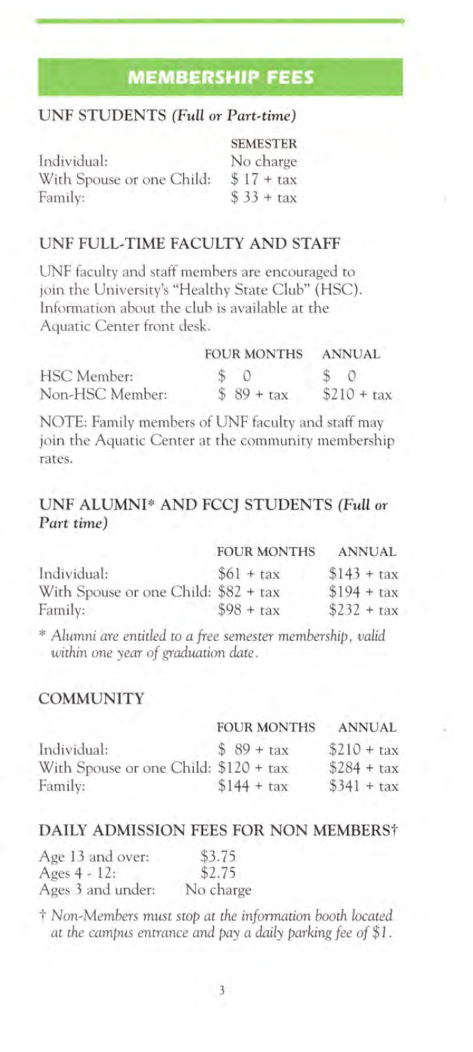## MEMBERSHIP FEES

### UNF STUDENTS *(Full or Part-time)*

| | SEMESTER |
|---|---|
| Individual: | No charge |
| With Spouse or one Child: | $ 17 + tax |
| Family: | $ 33 + tax |

### UNF FULL-TIME FACULTY AND STAFF

UNF faculty and staff members are encouraged to join the University's "Healthy State Club" (HSC). Information about the club is available at the Aquatic Center front desk.

| | FOUR MONTHS | ANNUAL |
|---|---|---|
| HSC Member: | $ 0 | $ 0 |
| Non-HSC Member: | $ 89 + tax | $210 + tax |

NOTE: Family members of UNF faculty and staff may join the Aquatic Center at the community membership rates.

### UNF ALUMNI* AND FCCJ STUDENTS *(Full or Part time)*

| | FOUR MONTHS | ANNUAL |
|---|---|---|
| Individual: | $61 + tax | $143 + tax |
| With Spouse or one Child: | $82 + tax | $194 + tax |
| Family: | $98 + tax | $232 + tax |

* *Alumni are entitled to a free semester membership, valid within one year of graduation date.*

### COMMUNITY

| | FOUR MONTHS | ANNUAL |
|---|---|---|
| Individual: | $ 89 + tax | $210 + tax |
| With Spouse or one Child: | $120 + tax | $284 + tax |
| Family: | $144 + tax | $341 + tax |

### DAILY ADMISSION FEES FOR NON MEMBERS†

| | |
|---|---|
| Age 13 and over: | $3.75 |
| Ages 4 - 12: | $2.75 |
| Ages 3 and under: | No charge |

† *Non-Members must stop at the information booth located at the campus entrance and pay a daily parking fee of $1.*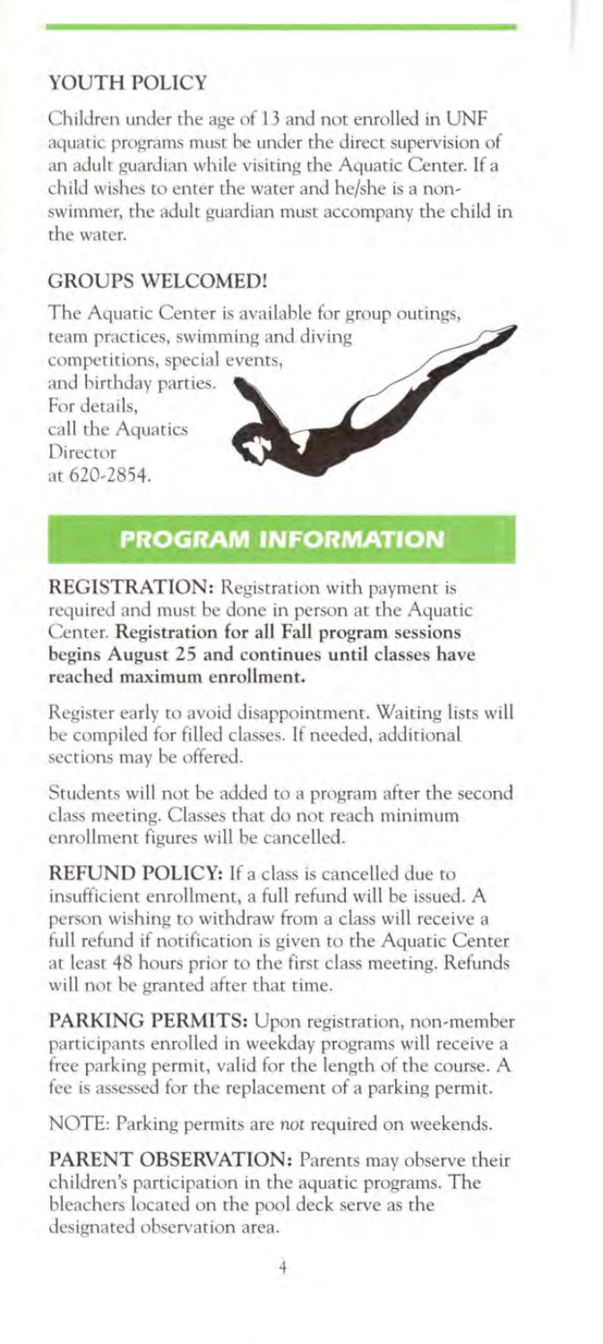## YOUTH POLICY

Children under the age of 13 and not enrolled in UNF aquatic programs must be under the direct supervision of an adult guardian while visiting the Aquatic Center. If a child wishes to enter the water and he/she is a non-swimmer, the adult guardian must accompany the child in the water.

## GROUPS WELCOMED!

The Aquatic Center is available for group outings, team practices, swimming and diving competitions, special events, and birthday parties. For details, call the Aquatics Director at 620-2854.

# PROGRAM INFORMATION

**REGISTRATION:** Registration with payment is required and must be done in person at the Aquatic Center. **Registration for all Fall program sessions begins August 25 and continues until classes have reached maximum enrollment.**

Register early to avoid disappointment. Waiting lists will be compiled for filled classes. If needed, additional sections may be offered.

Students will not be added to a program after the second class meeting. Classes that do not reach minimum enrollment figures will be cancelled.

**REFUND POLICY:** If a class is cancelled due to insufficient enrollment, a full refund will be issued. A person wishing to withdraw from a class will receive a full refund if notification is given to the Aquatic Center at least 48 hours prior to the first class meeting. Refunds will not be granted after that time.

**PARKING PERMITS:** Upon registration, non-member participants enrolled in weekday programs will receive a free parking permit, valid for the length of the course. A fee is assessed for the replacement of a parking permit.

NOTE: Parking permits are *not* required on weekends.

**PARENT OBSERVATION:** Parents may observe their children's participation in the aquatic programs. The bleachers located on the pool deck serve as the designated observation area.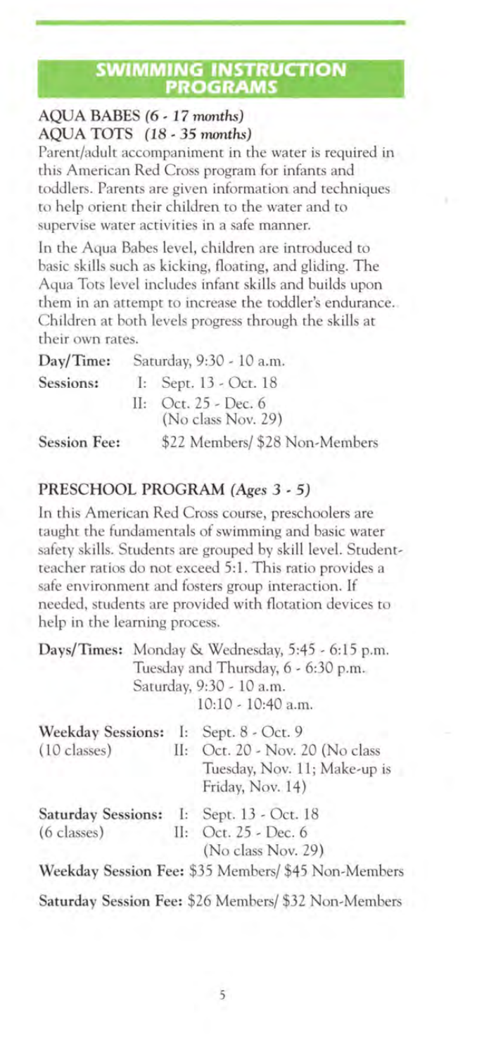## SWIMMING INSTRUCTION PROGRAMS

### AQUA BABES *(6 - 17 months)*
### AQUA TOTS *(18 - 35 months)*

Parent/adult accompaniment in the water is required in this American Red Cross program for infants and toddlers. Parents are given information and techniques to help orient their children to the water and to supervise water activities in a safe manner.

In the Aqua Babes level, children are introduced to basic skills such as kicking, floating, and gliding. The Aqua Tots level includes infant skills and builds upon them in an attempt to increase the toddler's endurance. Children at both levels progress through the skills at their own rates.

**Day/Time:** Saturday, 9:30 - 10 a.m.

**Sessions:**
- I: Sept. 13 - Oct. 18
- II: Oct. 25 - Dec. 6 (No class Nov. 29)

**Session Fee:** $22 Members/ $28 Non-Members

### PRESCHOOL PROGRAM *(Ages 3 - 5)*

In this American Red Cross course, preschoolers are taught the fundamentals of swimming and basic water safety skills. Students are grouped by skill level. Student-teacher ratios do not exceed 5:1. This ratio provides a safe environment and fosters group interaction. If needed, students are provided with flotation devices to help in the learning process.

**Days/Times:** Monday & Wednesday, 5:45 - 6:15 p.m.
Tuesday and Thursday, 6 - 6:30 p.m.
Saturday, 9:30 - 10 a.m.
10:10 - 10:40 a.m.

**Weekday Sessions:** (10 classes)
- I: Sept. 8 - Oct. 9
- II: Oct. 20 - Nov. 20 (No class Tuesday, Nov. 11; Make-up is Friday, Nov. 14)

**Saturday Sessions:** (6 classes)
- I: Sept. 13 - Oct. 18
- II: Oct. 25 - Dec. 6 (No class Nov. 29)

**Weekday Session Fee:** $35 Members/ $45 Non-Members

**Saturday Session Fee:** $26 Members/ $32 Non-Members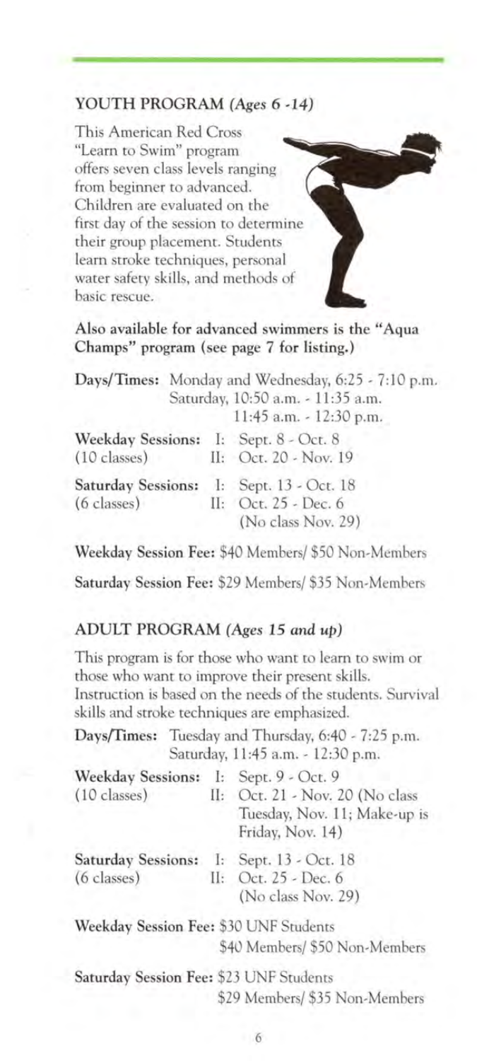## YOUTH PROGRAM *(Ages 6 -14)*

This American Red Cross "Learn to Swim" program offers seven class levels ranging from beginner to advanced. Children are evaluated on the first day of the session to determine their group placement. Students learn stroke techniques, personal water safety skills, and methods of basic rescue.

**Also available for advanced swimmers is the "Aqua Champs" program (see page 7 for listing.)**

**Days/Times:** Monday and Wednesday, 6:25 - 7:10 p.m.
Saturday, 10:50 a.m. - 11:35 a.m.
11:45 a.m. - 12:30 p.m.

**Weekday Sessions:** (10 classes)
I: Sept. 8 - Oct. 8
II: Oct. 20 - Nov. 19

**Saturday Sessions:** (6 classes)
I: Sept. 13 - Oct. 18
II: Oct. 25 - Dec. 6 (No class Nov. 29)

**Weekday Session Fee:** $40 Members/ $50 Non-Members

**Saturday Session Fee:** $29 Members/ $35 Non-Members

## ADULT PROGRAM *(Ages 15 and up)*

This program is for those who want to learn to swim or those who want to improve their present skills. Instruction is based on the needs of the students. Survival skills and stroke techniques are emphasized.

**Days/Times:** Tuesday and Thursday, 6:40 - 7:25 p.m.
Saturday, 11:45 a.m. - 12:30 p.m.

**Weekday Sessions:** (10 classes)
I: Sept. 9 - Oct. 9
II: Oct. 21 - Nov. 20 (No class Tuesday, Nov. 11; Make-up is Friday, Nov. 14)

**Saturday Sessions:** (6 classes)
I: Sept. 13 - Oct. 18
II: Oct. 25 - Dec. 6 (No class Nov. 29)

**Weekday Session Fee:** $30 UNF Students
$40 Members/ $50 Non-Members

**Saturday Session Fee:** $23 UNF Students
$29 Members/ $35 Non-Members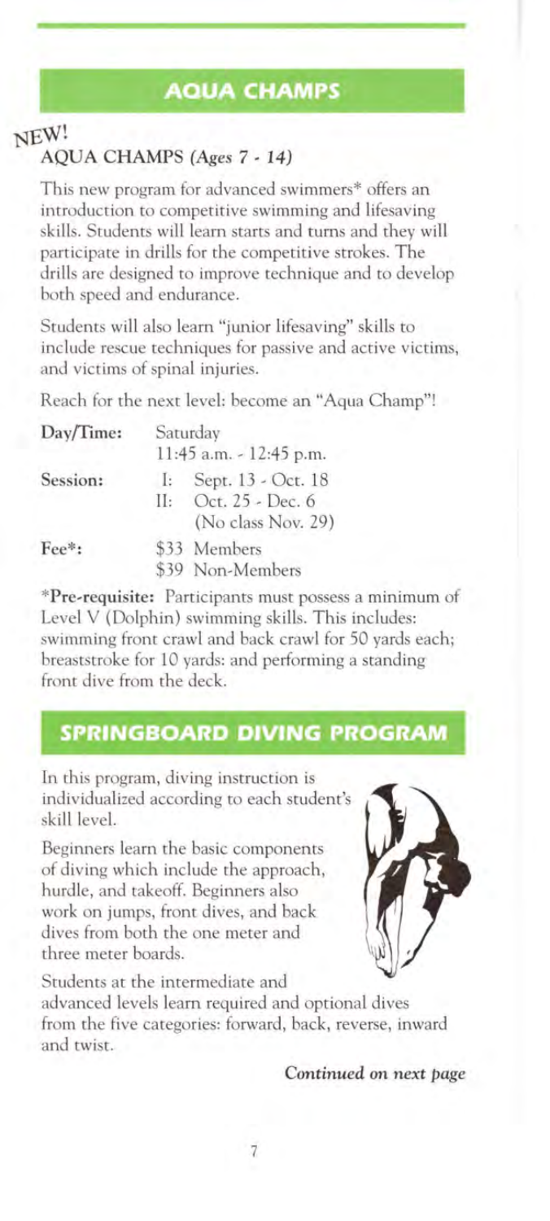## AQUA CHAMPS

NEW!

### AQUA CHAMPS *(Ages 7 - 14)*

This new program for advanced swimmers* offers an introduction to competitive swimming and lifesaving skills. Students will learn starts and turns and they will participate in drills for the competitive strokes. The drills are designed to improve technique and to develop both speed and endurance.

Students will also learn "junior lifesaving" skills to include rescue techniques for passive and active victims, and victims of spinal injuries.

Reach for the next level: become an "Aqua Champ"!

**Day/Time:** Saturday
11:45 a.m. - 12:45 p.m.

**Session:**
I: Sept. 13 - Oct. 18
II: Oct. 25 - Dec. 6
(No class Nov. 29)

**Fee*:**
$33 Members
$39 Non-Members

***Pre-requisite:** Participants must possess a minimum of Level V (Dolphin) swimming skills. This includes: swimming front crawl and back crawl for 50 yards each; breaststroke for 10 yards: and performing a standing front dive from the deck.

## SPRINGBOARD DIVING PROGRAM

In this program, diving instruction is individualized according to each student's skill level.

Beginners learn the basic components of diving which include the approach, hurdle, and takeoff. Beginners also work on jumps, front dives, and back dives from both the one meter and three meter boards.

Students at the intermediate and advanced levels learn required and optional dives from the five categories: forward, back, reverse, inward and twist.

*Continued on next page*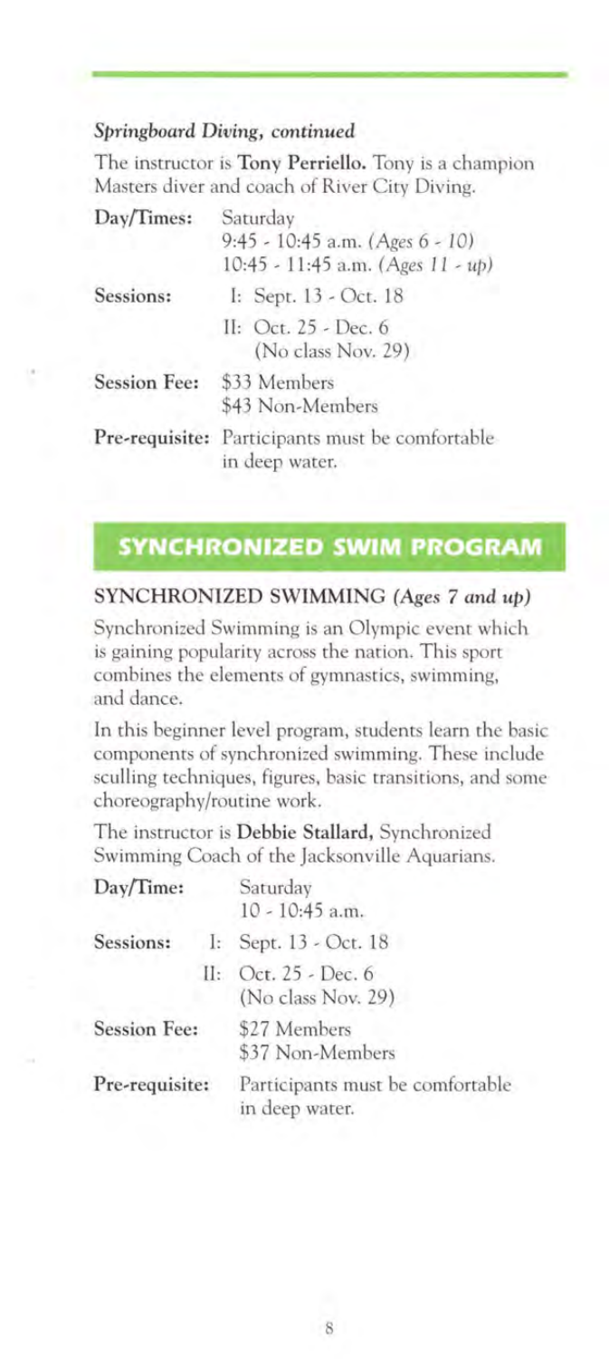*Springboard Diving, continued*

The instructor is **Tony Perriello.** Tony is a champion Masters diver and coach of River City Diving.

| | |
|---|---|
| **Day/Times:** | Saturday<br>9:45 - 10:45 a.m. *(Ages 6 - 10)*<br>10:45 - 11:45 a.m. *(Ages 11 - up)* |
| **Sessions:** | I: Sept. 13 - Oct. 18<br>II: Oct. 25 - Dec. 6 (No class Nov. 29) |
| **Session Fee:** | $33 Members<br>$43 Non-Members |
| **Pre-requisite:** | Participants must be comfortable in deep water. |

## SYNCHRONIZED SWIM PROGRAM

### SYNCHRONIZED SWIMMING *(Ages 7 and up)*

Synchronized Swimming is an Olympic event which is gaining popularity across the nation. This sport combines the elements of gymnastics, swimming, and dance.

In this beginner level program, students learn the basic components of synchronized swimming. These include sculling techniques, figures, basic transitions, and some choreography/routine work.

The instructor is **Debbie Stallard,** Synchronized Swimming Coach of the Jacksonville Aquarians.

| | |
|---|---|
| **Day/Time:** | Saturday<br>10 - 10:45 a.m. |
| **Sessions:** | I: Sept. 13 - Oct. 18<br>II: Oct. 25 - Dec. 6 (No class Nov. 29) |
| **Session Fee:** | $27 Members<br>$37 Non-Members |
| **Pre-requisite:** | Participants must be comfortable in deep water. |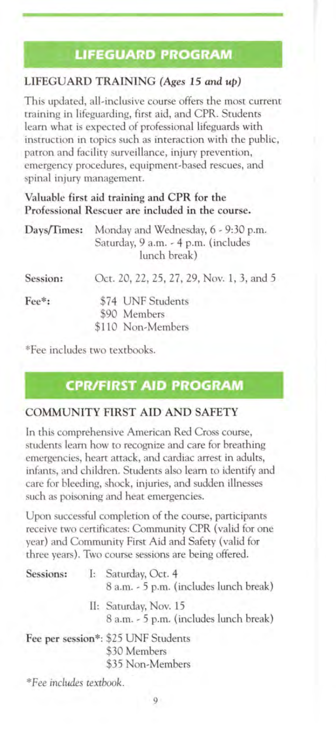## LIFEGUARD PROGRAM

### LIFEGUARD TRAINING *(Ages 15 and up)*

This updated, all-inclusive course offers the most current training in lifeguarding, first aid, and CPR. Students learn what is expected of professional lifeguards with instruction in topics such as interaction with the public, patron and facility surveillance, injury prevention, emergency procedures, equipment-based rescues, and spinal injury management.

**Valuable first aid training and CPR for the Professional Rescuer are included in the course.**

**Days/Times:** Monday and Wednesday, 6 - 9:30 p.m.
Saturday, 9 a.m. - 4 p.m. (includes lunch break)

**Session:** Oct. 20, 22, 25, 27, 29, Nov. 1, 3, and 5

**Fee*:** $74 UNF Students
$90 Members
$110 Non-Members

*Fee includes two textbooks.

## CPR/FIRST AID PROGRAM

### COMMUNITY FIRST AID AND SAFETY

In this comprehensive American Red Cross course, students learn how to recognize and care for breathing emergencies, heart attack, and cardiac arrest in adults, infants, and children. Students also learn to identify and care for bleeding, shock, injuries, and sudden illnesses such as poisoning and heat emergencies.

Upon successful completion of the course, participants receive two certificates: Community CPR (valid for one year) and Community First Aid and Safety (valid for three years). Two course sessions are being offered.

**Sessions:** I: Saturday, Oct. 4
8 a.m. - 5 p.m. (includes lunch break)

II: Saturday, Nov. 15
8 a.m. - 5 p.m. (includes lunch break)

**Fee per session*:** $25 UNF Students
$30 Members
$35 Non-Members

*\*Fee includes textbook.*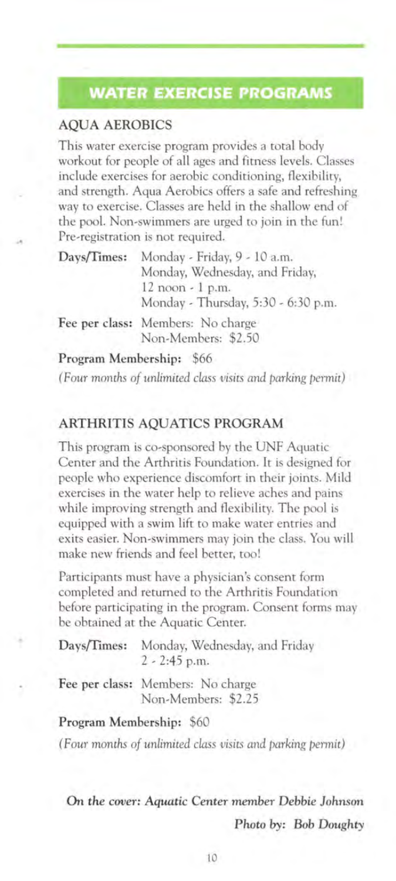## WATER EXERCISE PROGRAMS

### AQUA AEROBICS

This water exercise program provides a total body workout for people of all ages and fitness levels. Classes include exercises for aerobic conditioning, flexibility, and strength. Aqua Aerobics offers a safe and refreshing way to exercise. Classes are held in the shallow end of the pool. Non-swimmers are urged to join in the fun! Pre-registration is not required.

**Days/Times:** Monday - Friday, 9 - 10 a.m.
Monday, Wednesday, and Friday, 12 noon - 1 p.m.
Monday - Thursday, 5:30 - 6:30 p.m.

**Fee per class:** Members: No charge
Non-Members: $2.50

**Program Membership:** $66

*(Four months of unlimited class visits and parking permit)*

### ARTHRITIS AQUATICS PROGRAM

This program is co-sponsored by the UNF Aquatic Center and the Arthritis Foundation. It is designed for people who experience discomfort in their joints. Mild exercises in the water help to relieve aches and pains while improving strength and flexibility. The pool is equipped with a swim lift to make water entries and exits easier. Non-swimmers may join the class. You will make new friends and feel better, too!

Participants must have a physician's consent form completed and returned to the Arthritis Foundation before participating in the program. Consent forms may be obtained at the Aquatic Center.

**Days/Times:** Monday, Wednesday, and Friday
2 - 2:45 p.m.

**Fee per class:** Members: No charge
Non-Members: $2.25

**Program Membership:** $60

*(Four months of unlimited class visits and parking permit)*

***On the cover:* *Aquatic Center member Debbie Johnson***

***Photo by:* *Bob Doughty***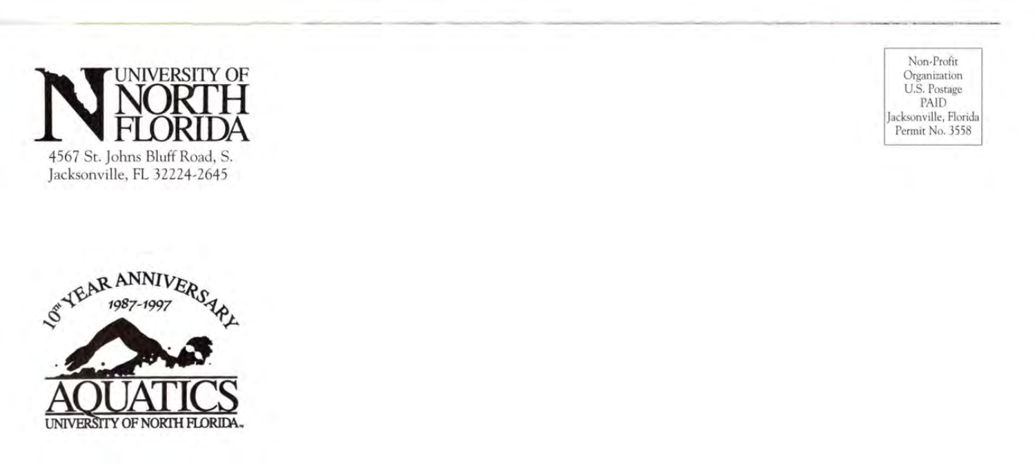UNIVERSITY OF NORTH FLORIDA

4567 St. Johns Bluff Road, S.
Jacksonville, FL 32224-2645

Non-Profit
Organization
U.S. Postage
PAID
Jacksonville, Florida
Permit No. 3558

10TH YEAR ANNIVERSARY
1987-1997

AQUATICS
UNIVERSITY OF NORTH FLORIDA